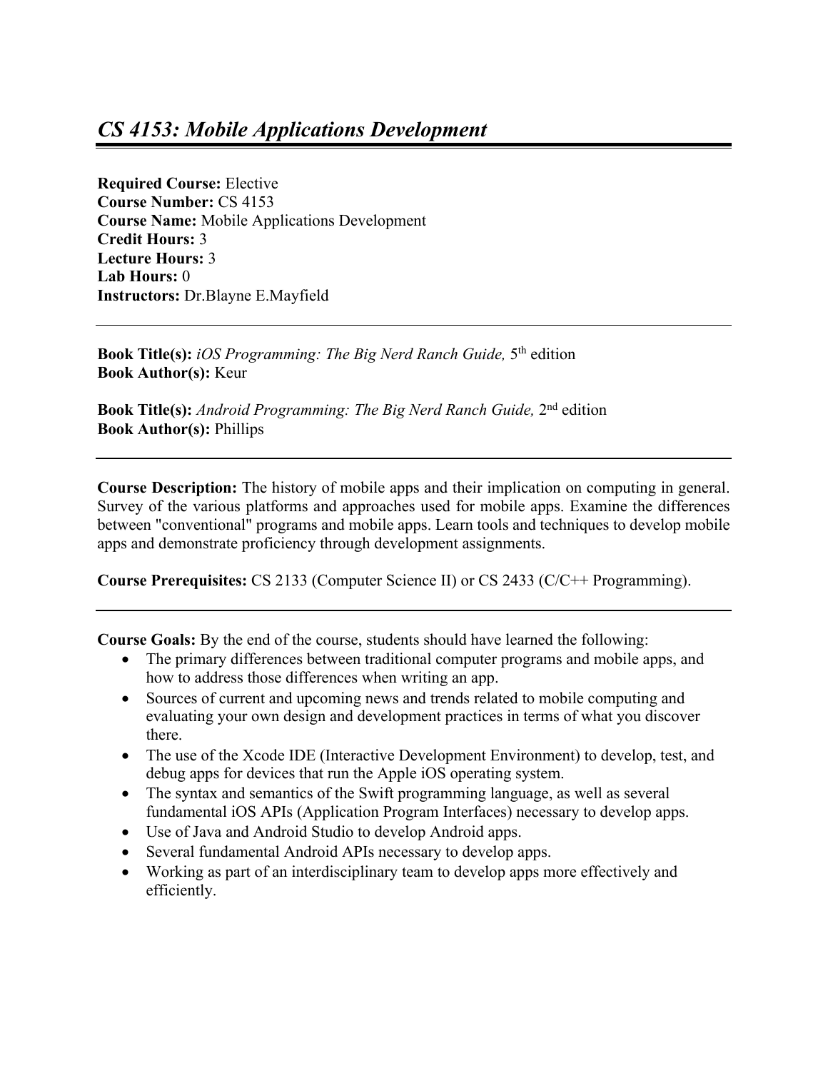# *CS 4153: Mobile Applications Development*

**Required Course:** Elective
**Course Number:** CS 4153
**Course Name:** Mobile Applications Development
**Credit Hours:** 3
**Lecture Hours:** 3
**Lab Hours:** 0
**Instructors:** Dr.Blayne E.Mayfield

---

**Book Title(s):** *iOS Programming: The Big Nerd Ranch Guide,* 5th edition
**Book Author(s):** Keur

**Book Title(s):** *Android Programming: The Big Nerd Ranch Guide,* 2nd edition
**Book Author(s):** Phillips

---

**Course Description:** The history of mobile apps and their implication on computing in general. Survey of the various platforms and approaches used for mobile apps. Examine the differences between "conventional" programs and mobile apps. Learn tools and techniques to develop mobile apps and demonstrate proficiency through development assignments.

**Course Prerequisites:** CS 2133 (Computer Science II) or CS 2433 (C/C++ Programming).

---

**Course Goals:** By the end of the course, students should have learned the following:

- The primary differences between traditional computer programs and mobile apps, and how to address those differences when writing an app.
- Sources of current and upcoming news and trends related to mobile computing and evaluating your own design and development practices in terms of what you discover there.
- The use of the Xcode IDE (Interactive Development Environment) to develop, test, and debug apps for devices that run the Apple iOS operating system.
- The syntax and semantics of the Swift programming language, as well as several fundamental iOS APIs (Application Program Interfaces) necessary to develop apps.
- Use of Java and Android Studio to develop Android apps.
- Several fundamental Android APIs necessary to develop apps.
- Working as part of an interdisciplinary team to develop apps more effectively and efficiently.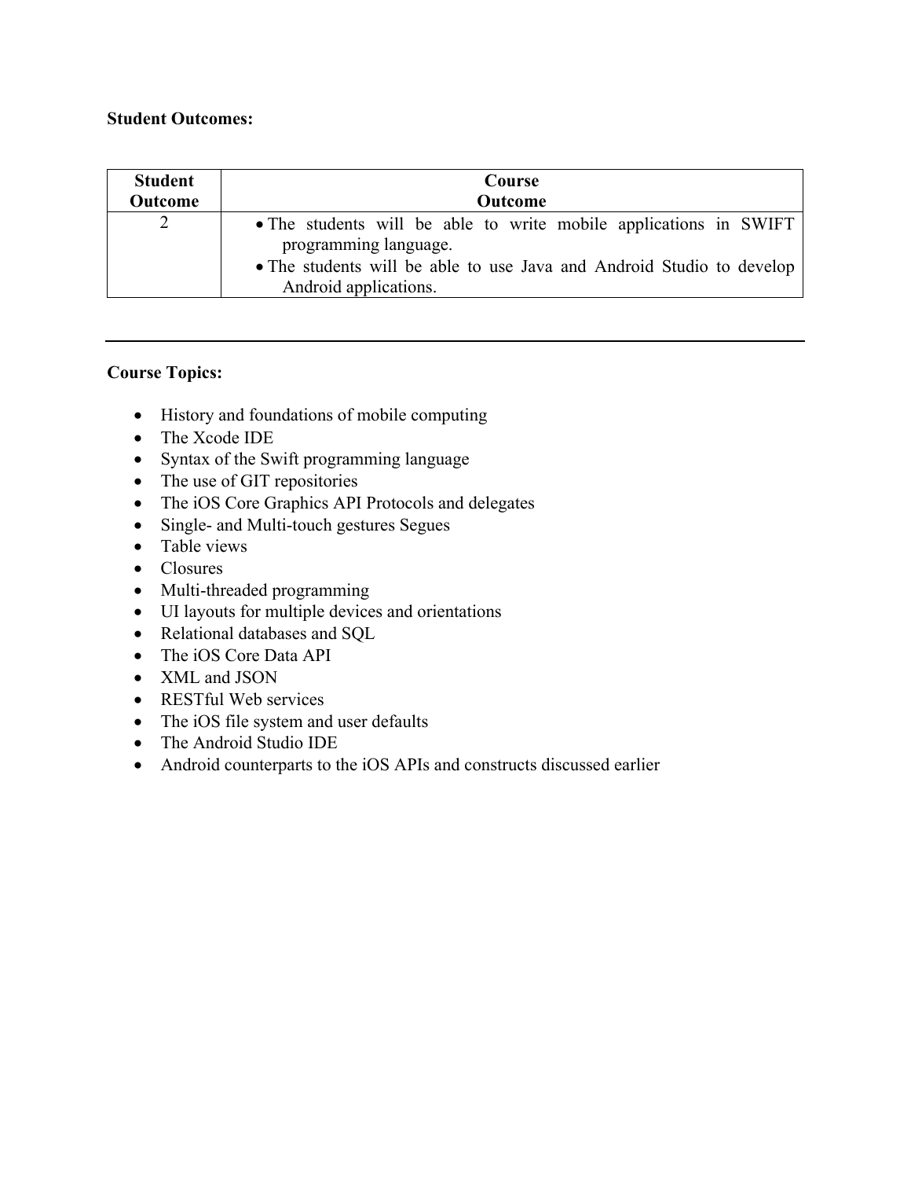**Student Outcomes:**

| Student Outcome | Course Outcome |
|---|---|
| 2 | • The students will be able to write mobile applications in SWIFT programming language.<br>• The students will be able to use Java and Android Studio to develop Android applications. |

---

**Course Topics:**

- History and foundations of mobile computing
- The Xcode IDE
- Syntax of the Swift programming language
- The use of GIT repositories
- The iOS Core Graphics API Protocols and delegates
- Single- and Multi-touch gestures Segues
- Table views
- Closures
- Multi-threaded programming
- UI layouts for multiple devices and orientations
- Relational databases and SQL
- The iOS Core Data API
- XML and JSON
- RESTful Web services
- The iOS file system and user defaults
- The Android Studio IDE
- Android counterparts to the iOS APIs and constructs discussed earlier